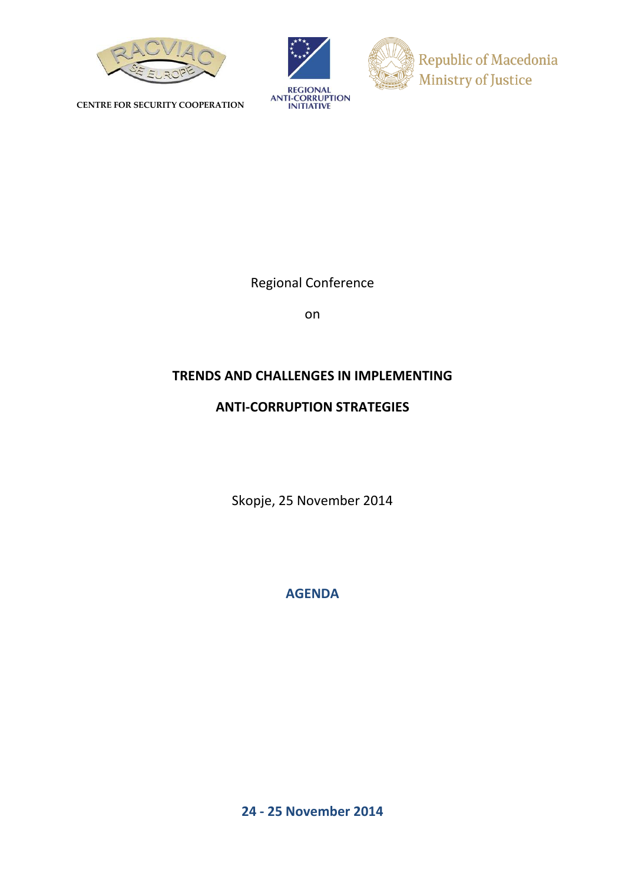CENTRE FOR SECURITY COOPERATION

REGIONAL ANTI-CORRUPTION INITIATIVE

Republic of Macedonia
Ministry of Justice

Regional Conference

on

**TRENDS AND CHALLENGES IN IMPLEMENTING**

**ANTI-CORRUPTION STRATEGIES**

Skopje, 25 November 2014

## AGENDA

**24 - 25 November 2014**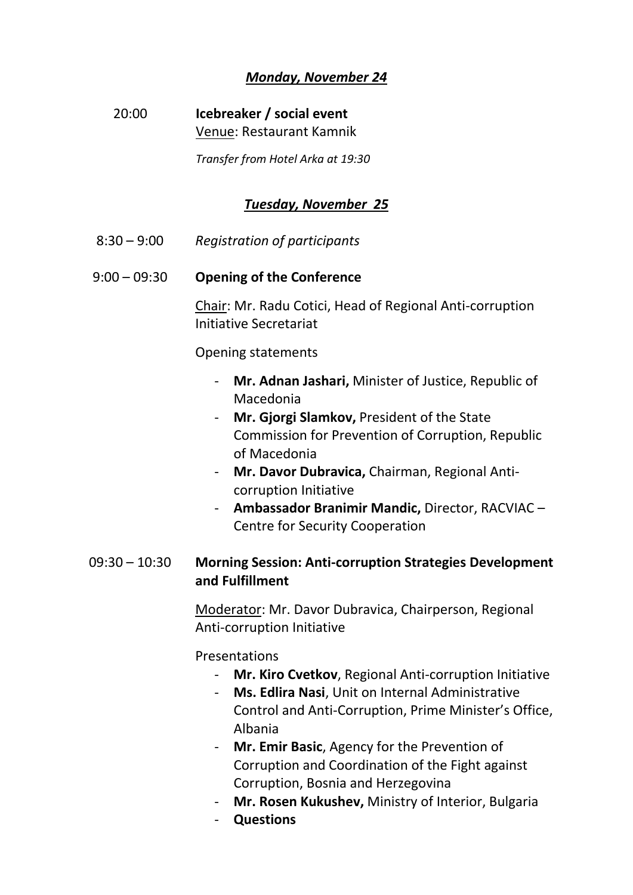***Monday, November 24***

20:00 **Icebreaker / social event**

Venue: Restaurant Kamnik

*Transfer from Hotel Arka at 19:30*

***Tuesday, November 25***

8:30 – 9:00 *Registration of participants*

9:00 – 09:30 **Opening of the Conference**

Chair: Mr. Radu Cotici, Head of Regional Anti-corruption Initiative Secretariat

Opening statements

- **Mr. Adnan Jashari,** Minister of Justice, Republic of Macedonia
- **Mr. Gjorgi Slamkov,** President of the State Commission for Prevention of Corruption, Republic of Macedonia
- **Mr. Davor Dubravica,** Chairman, Regional Anti-corruption Initiative
- **Ambassador Branimir Mandic,** Director, RACVIAC – Centre for Security Cooperation

09:30 – 10:30 **Morning Session: Anti-corruption Strategies Development and Fulfillment**

Moderator: Mr. Davor Dubravica, Chairperson, Regional Anti-corruption Initiative

Presentations

- **Mr. Kiro Cvetkov**, Regional Anti-corruption Initiative
- **Ms. Edlira Nasi**, Unit on Internal Administrative Control and Anti-Corruption, Prime Minister's Office, Albania
- **Mr. Emir Basic**, Agency for the Prevention of Corruption and Coordination of the Fight against Corruption, Bosnia and Herzegovina
- **Mr. Rosen Kukushev,** Ministry of Interior, Bulgaria
- **Questions**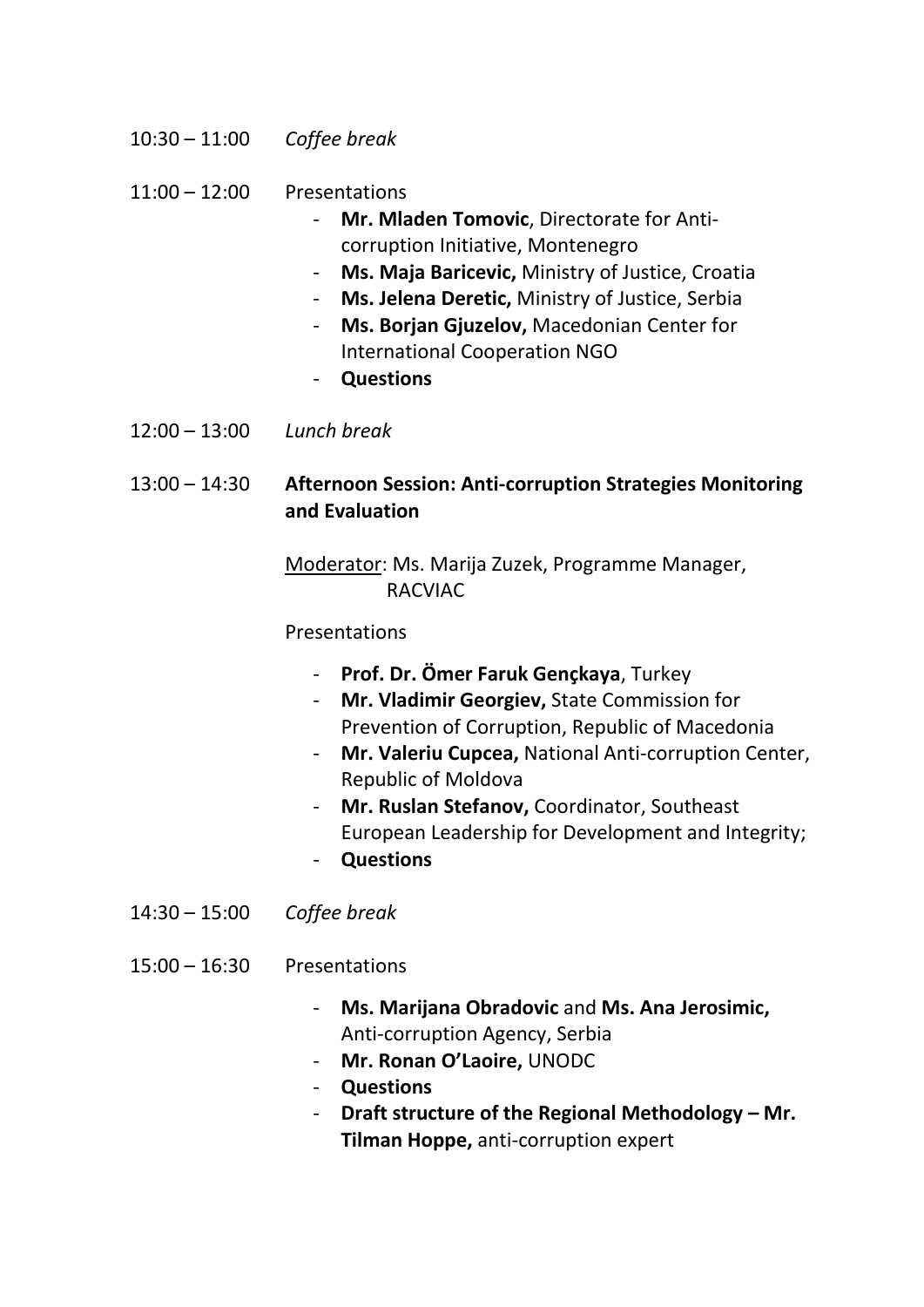10:30 – 11:00 *Coffee break*

11:00 – 12:00 Presentations

- **Mr. Mladen Tomovic**, Directorate for Anti-corruption Initiative, Montenegro
- **Ms. Maja Baricevic,** Ministry of Justice, Croatia
- **Ms. Jelena Deretic,** Ministry of Justice, Serbia
- **Ms. Borjan Gjuzelov,** Macedonian Center for International Cooperation NGO
- **Questions**

12:00 – 13:00 *Lunch break*

13:00 – 14:30 **Afternoon Session: Anti-corruption Strategies Monitoring and Evaluation**

Moderator: Ms. Marija Zuzek, Programme Manager, RACVIAC

Presentations

- **Prof. Dr. Ömer Faruk Gençkaya**, Turkey
- **Mr. Vladimir Georgiev,** State Commission for Prevention of Corruption, Republic of Macedonia
- **Mr. Valeriu Cupcea,** National Anti-corruption Center, Republic of Moldova
- **Mr. Ruslan Stefanov,** Coordinator, Southeast European Leadership for Development and Integrity;
- **Questions**

14:30 – 15:00 *Coffee break*

15:00 – 16:30 Presentations

- **Ms. Marijana Obradovic** and **Ms. Ana Jerosimic,** Anti-corruption Agency, Serbia
- **Mr. Ronan O'Laoire,** UNODC
- **Questions**
- **Draft structure of the Regional Methodology – Mr. Tilman Hoppe,** anti-corruption expert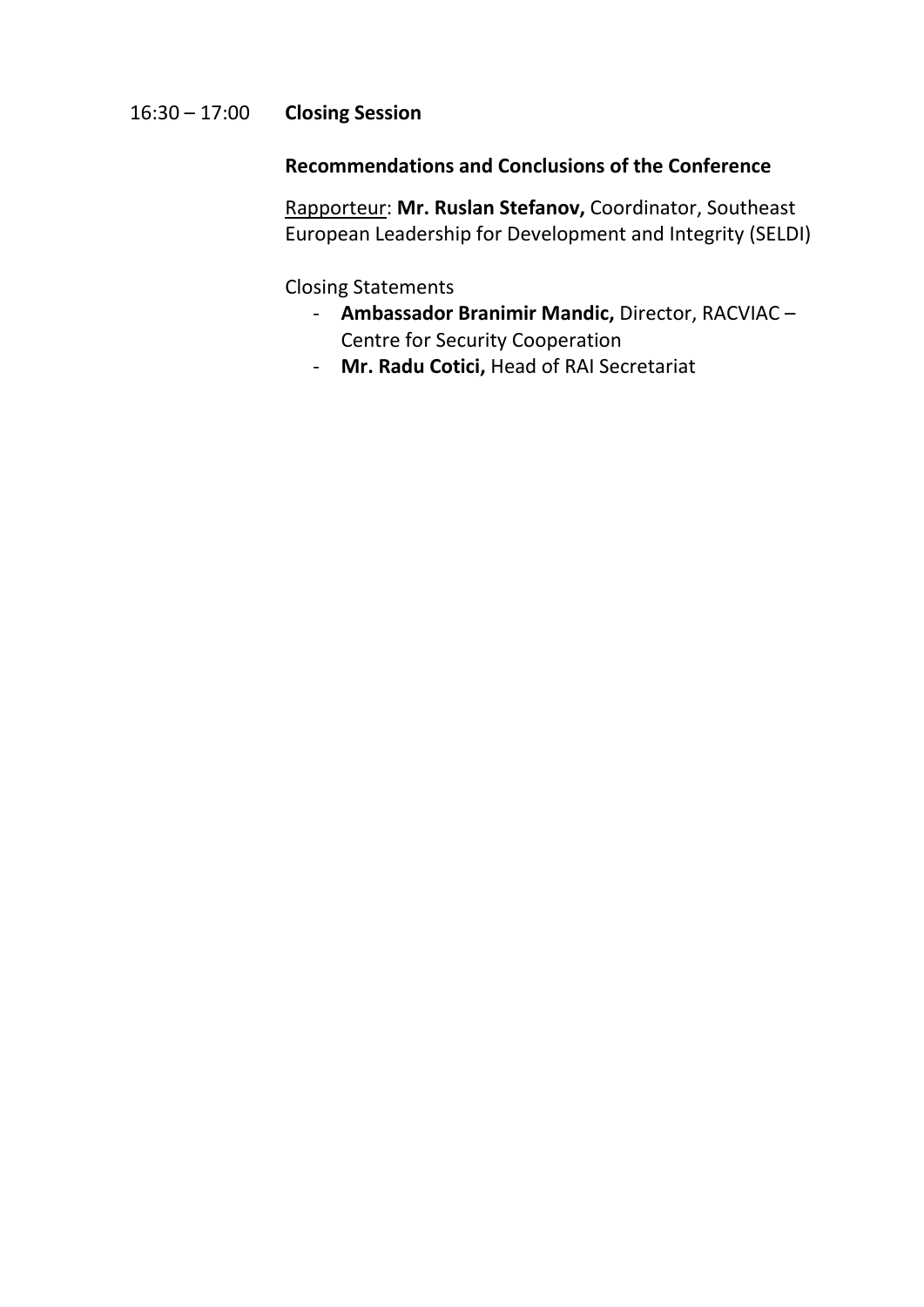16:30 – 17:00 **Closing Session**

**Recommendations and Conclusions of the Conference**

<u>Rapporteur</u>: **Mr. Ruslan Stefanov,** Coordinator, Southeast European Leadership for Development and Integrity (SELDI)

Closing Statements

- **Ambassador Branimir Mandic,** Director, RACVIAC – Centre for Security Cooperation
- **Mr. Radu Cotici,** Head of RAI Secretariat